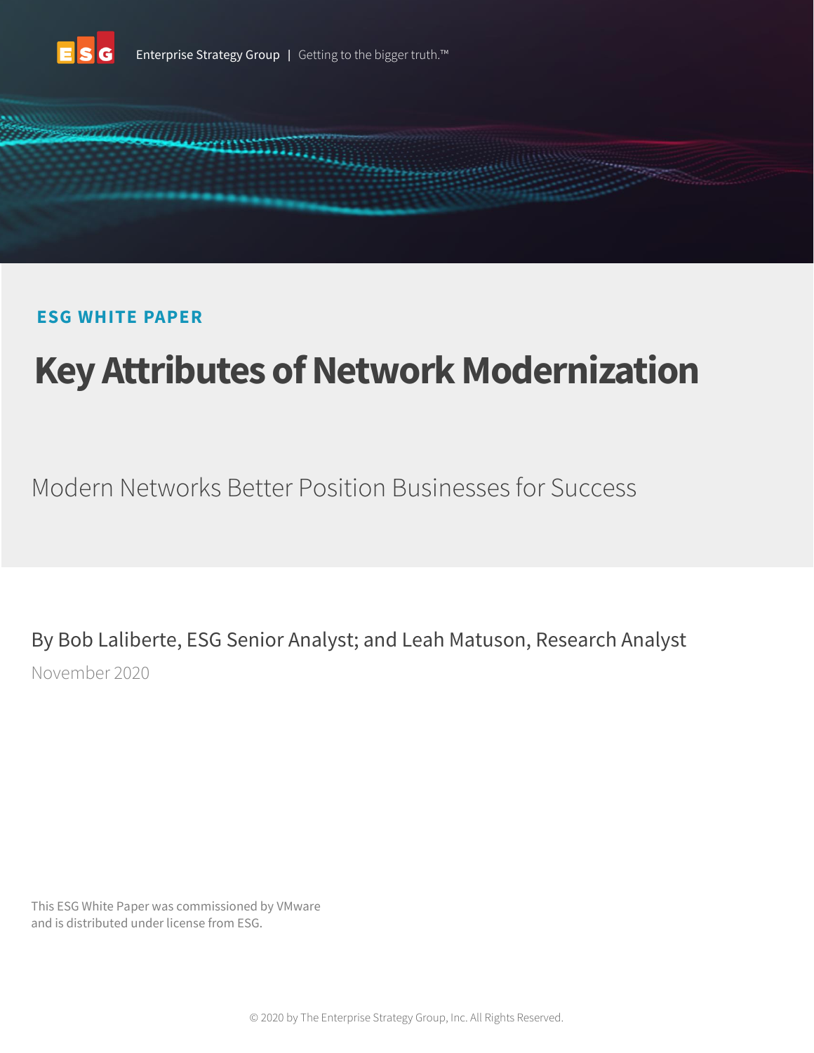Enterprise Strategy Group | Getting to the bigger truth.™

**ESG WHITE PAPER**

# Key Attributes of Network Modernization

## Modern Networks Better Position Businesses for Success

By Bob Laliberte, ESG Senior Analyst; and Leah Matuson, Research Analyst

November 2020

This ESG White Paper was commissioned by VMware and is distributed under license from ESG.

© 2020 by The Enterprise Strategy Group, Inc. All Rights Reserved.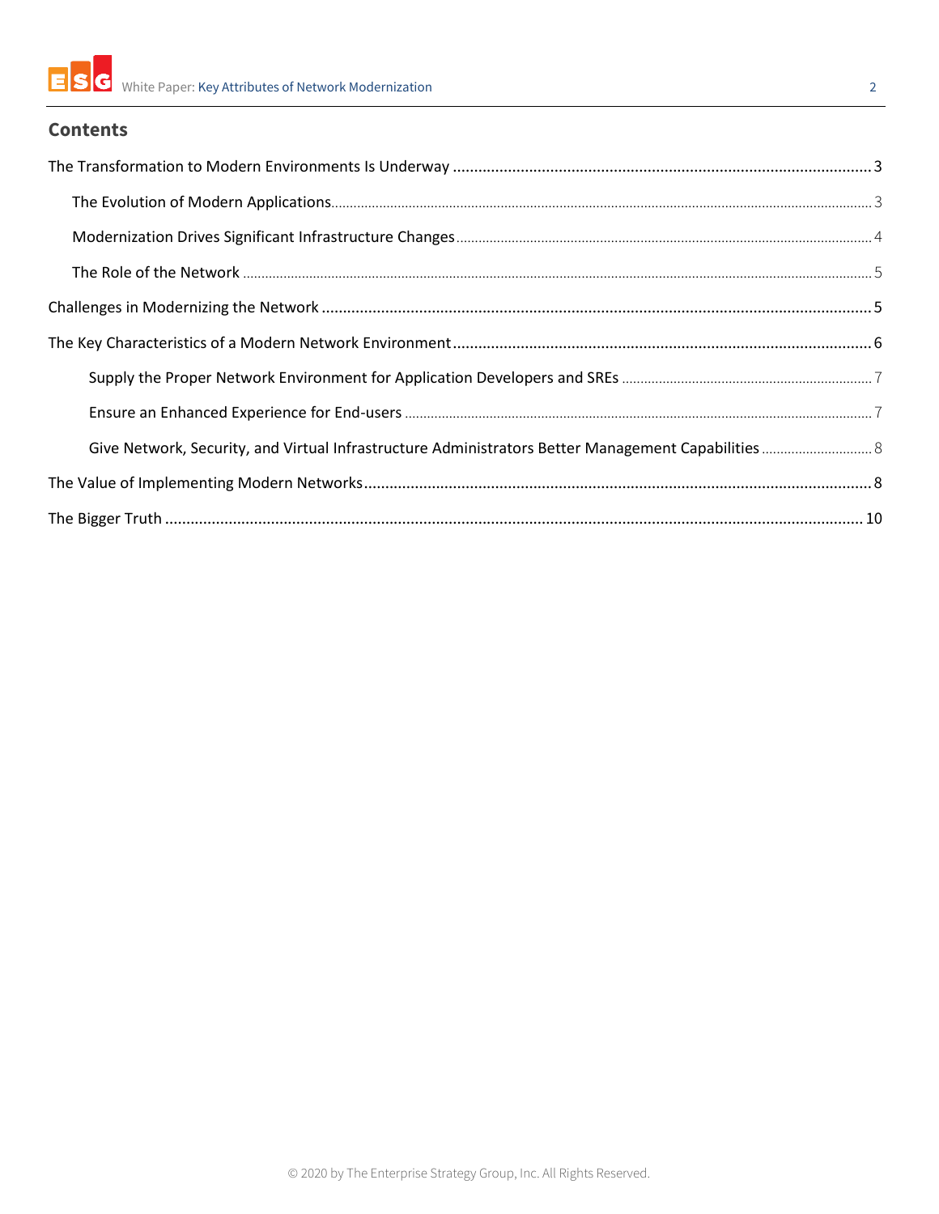## Contents

- The Transformation to Modern Environments Is Underway ....... 3
  - The Evolution of Modern Applications ....... 3
  - Modernization Drives Significant Infrastructure Changes ....... 4
  - The Role of the Network ....... 5
- Challenges in Modernizing the Network ....... 5
- The Key Characteristics of a Modern Network Environment ....... 6
  - Supply the Proper Network Environment for Application Developers and SREs ....... 7
  - Ensure an Enhanced Experience for End-users ....... 7
  - Give Network, Security, and Virtual Infrastructure Administrators Better Management Capabilities ....... 8
- The Value of Implementing Modern Networks ....... 8
- The Bigger Truth ....... 10

© 2020 by The Enterprise Strategy Group, Inc. All Rights Reserved.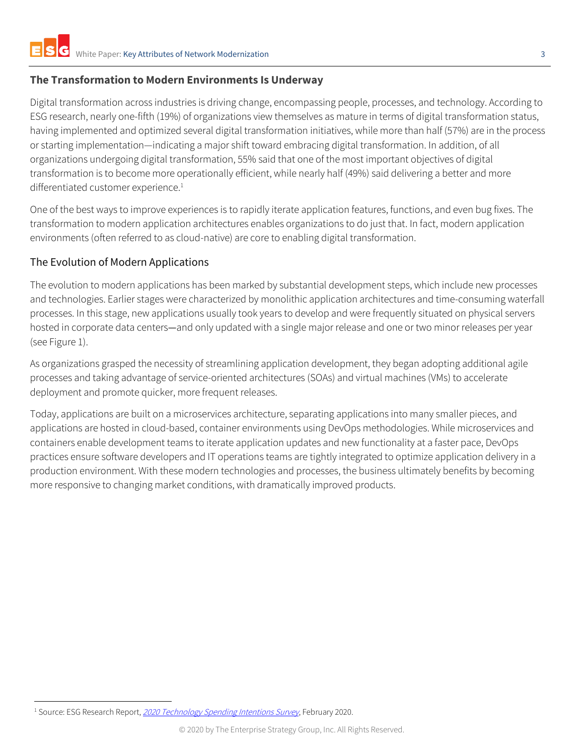## The Transformation to Modern Environments Is Underway

Digital transformation across industries is driving change, encompassing people, processes, and technology. According to ESG research, nearly one-fifth (19%) of organizations view themselves as mature in terms of digital transformation status, having implemented and optimized several digital transformation initiatives, while more than half (57%) are in the process or starting implementation—indicating a major shift toward embracing digital transformation. In addition, of all organizations undergoing digital transformation, 55% said that one of the most important objectives of digital transformation is to become more operationally efficient, while nearly half (49%) said delivering a better and more differentiated customer experience.[1]

One of the best ways to improve experiences is to rapidly iterate application features, functions, and even bug fixes. The transformation to modern application architectures enables organizations to do just that. In fact, modern application environments (often referred to as cloud-native) are core to enabling digital transformation.

### The Evolution of Modern Applications

The evolution to modern applications has been marked by substantial development steps, which include new processes and technologies. Earlier stages were characterized by monolithic application architectures and time-consuming waterfall processes. In this stage, new applications usually took years to develop and were frequently situated on physical servers hosted in corporate data centers—and only updated with a single major release and one or two minor releases per year (see Figure 1).

As organizations grasped the necessity of streamlining application development, they began adopting additional agile processes and taking advantage of service-oriented architectures (SOAs) and virtual machines (VMs) to accelerate deployment and promote quicker, more frequent releases.

Today, applications are built on a microservices architecture, separating applications into many smaller pieces, and applications are hosted in cloud-based, container environments using DevOps methodologies. While microservices and containers enable development teams to iterate application updates and new functionality at a faster pace, DevOps practices ensure software developers and IT operations teams are tightly integrated to optimize application delivery in a production environment. With these modern technologies and processes, the business ultimately benefits by becoming more responsive to changing market conditions, with dramatically improved products.

---

[1] Source: ESG Research Report, *2020 Technology Spending Intentions Survey*, February 2020.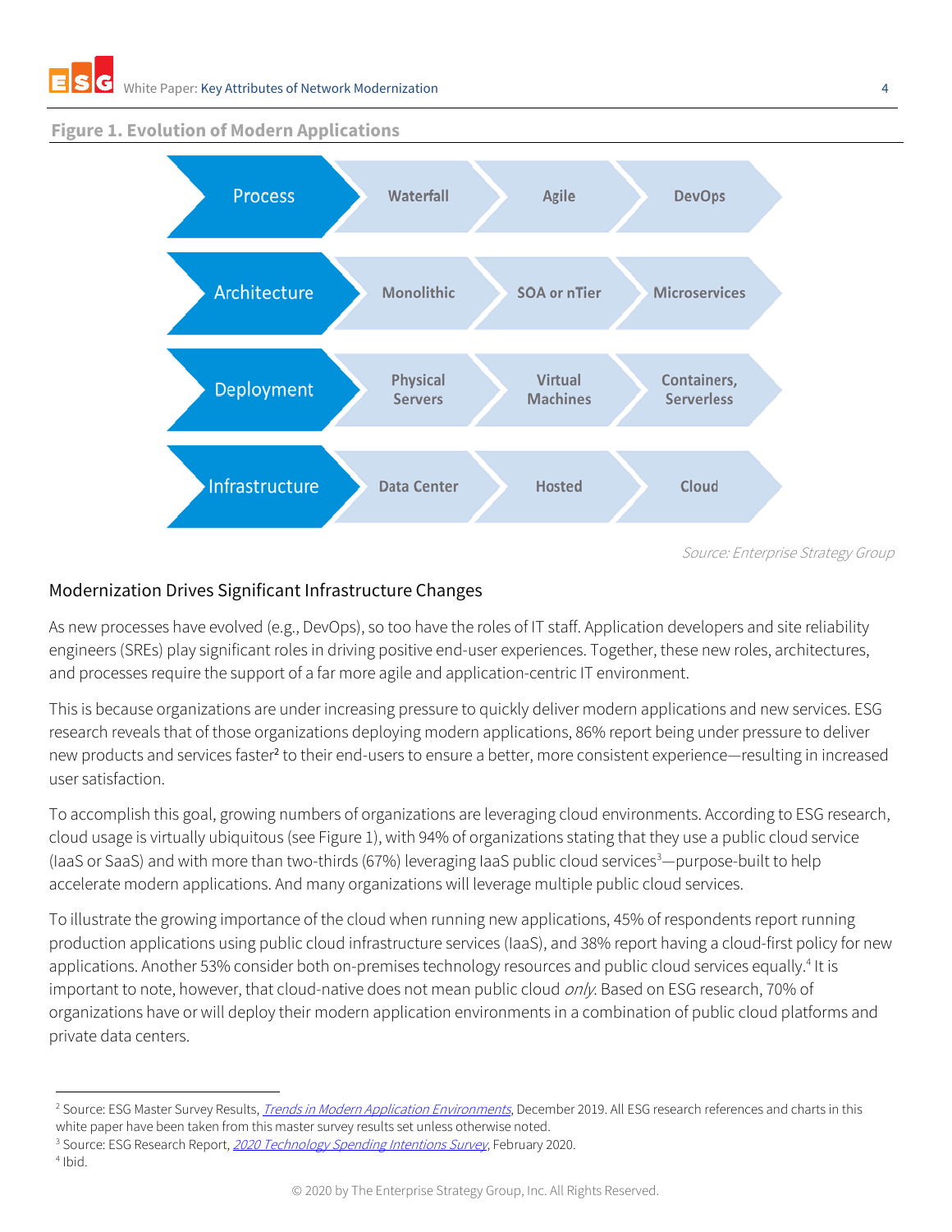**Figure 1. Evolution of Modern Applications**

| | | | |
|---|---|---|---|
| Process | Waterfall | Agile | DevOps |
| Architecture | Monolithic | SOA or nTier | Microservices |
| Deployment | Physical Servers | Virtual Machines | Containers, Serverless |
| Infrastructure | Data Center | Hosted | Cloud |

*Source: Enterprise Strategy Group*

## Modernization Drives Significant Infrastructure Changes

As new processes have evolved (e.g., DevOps), so too have the roles of IT staff. Application developers and site reliability engineers (SREs) play significant roles in driving positive end-user experiences. Together, these new roles, architectures, and processes require the support of a far more agile and application-centric IT environment.

This is because organizations are under increasing pressure to quickly deliver modern applications and new services. ESG research reveals that of those organizations deploying modern applications, 86% report being under pressure to deliver new products and services faster[2] to their end-users to ensure a better, more consistent experience—resulting in increased user satisfaction.

To accomplish this goal, growing numbers of organizations are leveraging cloud environments. According to ESG research, cloud usage is virtually ubiquitous (see Figure 1), with 94% of organizations stating that they use a public cloud service (IaaS or SaaS) and with more than two-thirds (67%) leveraging IaaS public cloud services[3]—purpose-built to help accelerate modern applications. And many organizations will leverage multiple public cloud services.

To illustrate the growing importance of the cloud when running new applications, 45% of respondents report running production applications using public cloud infrastructure services (IaaS), and 38% report having a cloud-first policy for new applications. Another 53% consider both on-premises technology resources and public cloud services equally.[4] It is important to note, however, that cloud-native does not mean public cloud *only*. Based on ESG research, 70% of organizations have or will deploy their modern application environments in a combination of public cloud platforms and private data centers.

---

[2] Source: ESG Master Survey Results, *Trends in Modern Application Environments*, December 2019. All ESG research references and charts in this white paper have been taken from this master survey results set unless otherwise noted.

[3] Source: ESG Research Report, *2020 Technology Spending Intentions Survey*, February 2020.

[4] Ibid.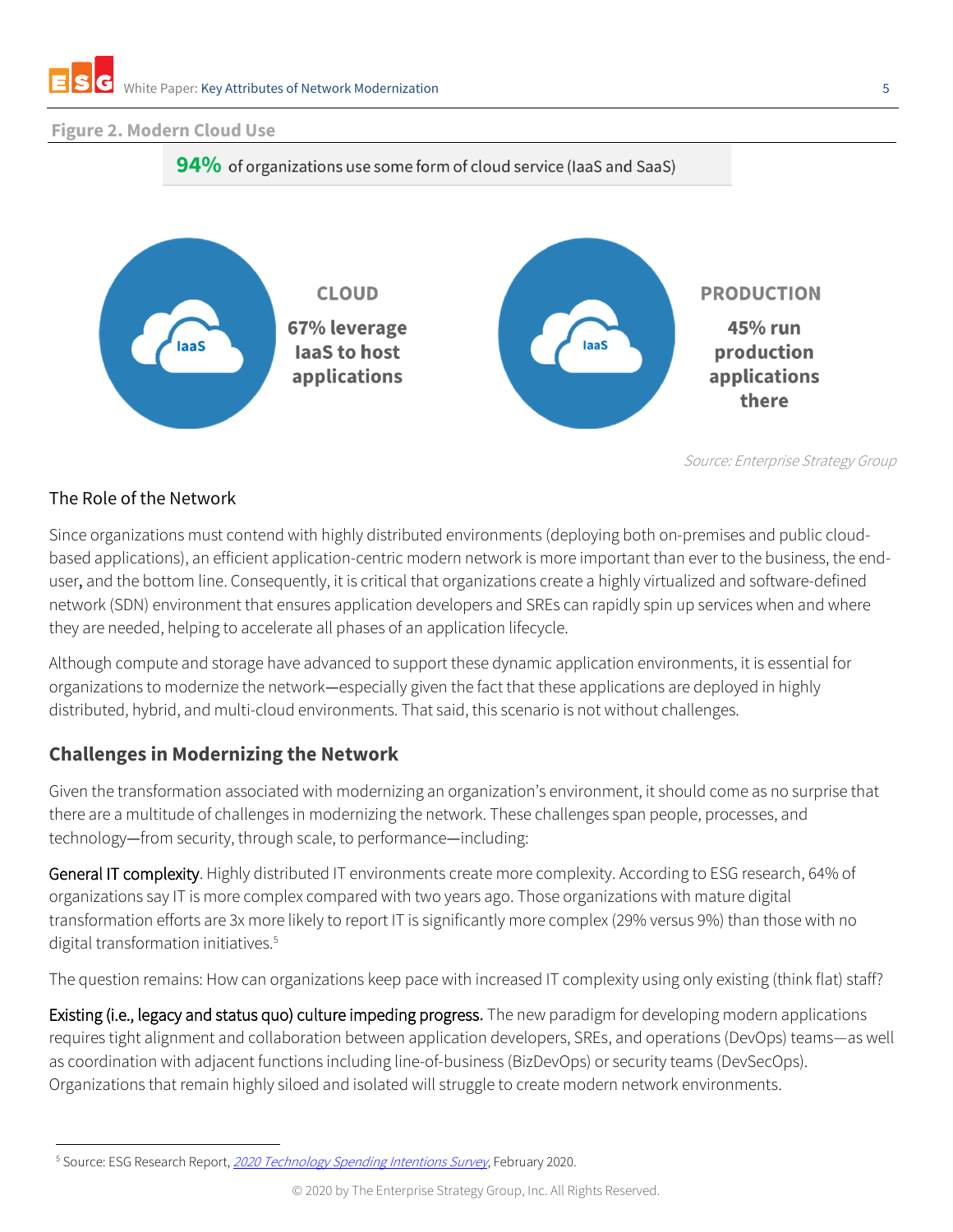**Figure 2. Modern Cloud Use**

**94%** of organizations use some form of cloud service (IaaS and SaaS)

IaaS

**CLOUD**

**67% leverage IaaS to host applications**

IaaS

**PRODUCTION**

**45% run production applications there**

*Source: Enterprise Strategy Group*

### The Role of the Network

Since organizations must contend with highly distributed environments (deploying both on-premises and public cloud-based applications), an efficient application-centric modern network is more important than ever to the business, the end-user, and the bottom line. Consequently, it is critical that organizations create a highly virtualized and software-defined network (SDN) environment that ensures application developers and SREs can rapidly spin up services when and where they are needed, helping to accelerate all phases of an application lifecycle.

Although compute and storage have advanced to support these dynamic application environments, it is essential for organizations to modernize the network—especially given the fact that these applications are deployed in highly distributed, hybrid, and multi-cloud environments. That said, this scenario is not without challenges.

## Challenges in Modernizing the Network

Given the transformation associated with modernizing an organization's environment, it should come as no surprise that there are a multitude of challenges in modernizing the network. These challenges span people, processes, and technology—from security, through scale, to performance—including:

General IT complexity. Highly distributed IT environments create more complexity. According to ESG research, 64% of organizations say IT is more complex compared with two years ago. Those organizations with mature digital transformation efforts are 3x more likely to report IT is significantly more complex (29% versus 9%) than those with no digital transformation initiatives.[5]

The question remains: How can organizations keep pace with increased IT complexity using only existing (think flat) staff?

Existing (i.e., legacy and status quo) culture impeding progress. The new paradigm for developing modern applications requires tight alignment and collaboration between application developers, SREs, and operations (DevOps) teams—as well as coordination with adjacent functions including line-of-business (BizDevOps) or security teams (DevSecOps). Organizations that remain highly siloed and isolated will struggle to create modern network environments.

[5] Source: ESG Research Report, *2020 Technology Spending Intentions Survey*, February 2020.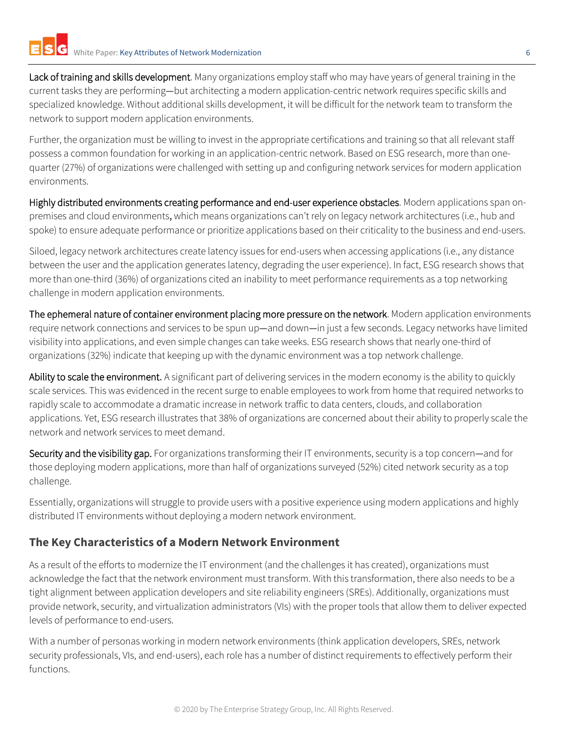**Lack of training and skills development**. Many organizations employ staff who may have years of general training in the current tasks they are performing—but architecting a modern application-centric network requires specific skills and specialized knowledge. Without additional skills development, it will be difficult for the network team to transform the network to support modern application environments.

Further, the organization must be willing to invest in the appropriate certifications and training so that all relevant staff possess a common foundation for working in an application-centric network. Based on ESG research, more than one-quarter (27%) of organizations were challenged with setting up and configuring network services for modern application environments.

**Highly distributed environments creating performance and end-user experience obstacles**. Modern applications span on-premises and cloud environments, which means organizations can't rely on legacy network architectures (i.e., hub and spoke) to ensure adequate performance or prioritize applications based on their criticality to the business and end-users.

Siloed, legacy network architectures create latency issues for end-users when accessing applications (i.e., any distance between the user and the application generates latency, degrading the user experience). In fact, ESG research shows that more than one-third (36%) of organizations cited an inability to meet performance requirements as a top networking challenge in modern application environments.

**The ephemeral nature of container environment placing more pressure on the network**. Modern application environments require network connections and services to be spun up—and down—in just a few seconds. Legacy networks have limited visibility into applications, and even simple changes can take weeks. ESG research shows that nearly one-third of organizations (32%) indicate that keeping up with the dynamic environment was a top network challenge.

**Ability to scale the environment.** A significant part of delivering services in the modern economy is the ability to quickly scale services. This was evidenced in the recent surge to enable employees to work from home that required networks to rapidly scale to accommodate a dramatic increase in network traffic to data centers, clouds, and collaboration applications. Yet, ESG research illustrates that 38% of organizations are concerned about their ability to properly scale the network and network services to meet demand.

**Security and the visibility gap.** For organizations transforming their IT environments, security is a top concern—and for those deploying modern applications, more than half of organizations surveyed (52%) cited network security as a top challenge.

Essentially, organizations will struggle to provide users with a positive experience using modern applications and highly distributed IT environments without deploying a modern network environment.

## The Key Characteristics of a Modern Network Environment

As a result of the efforts to modernize the IT environment (and the challenges it has created), organizations must acknowledge the fact that the network environment must transform. With this transformation, there also needs to be a tight alignment between application developers and site reliability engineers (SREs). Additionally, organizations must provide network, security, and virtualization administrators (VIs) with the proper tools that allow them to deliver expected levels of performance to end-users.

With a number of personas working in modern network environments (think application developers, SREs, network security professionals, VIs, and end-users), each role has a number of distinct requirements to effectively perform their functions.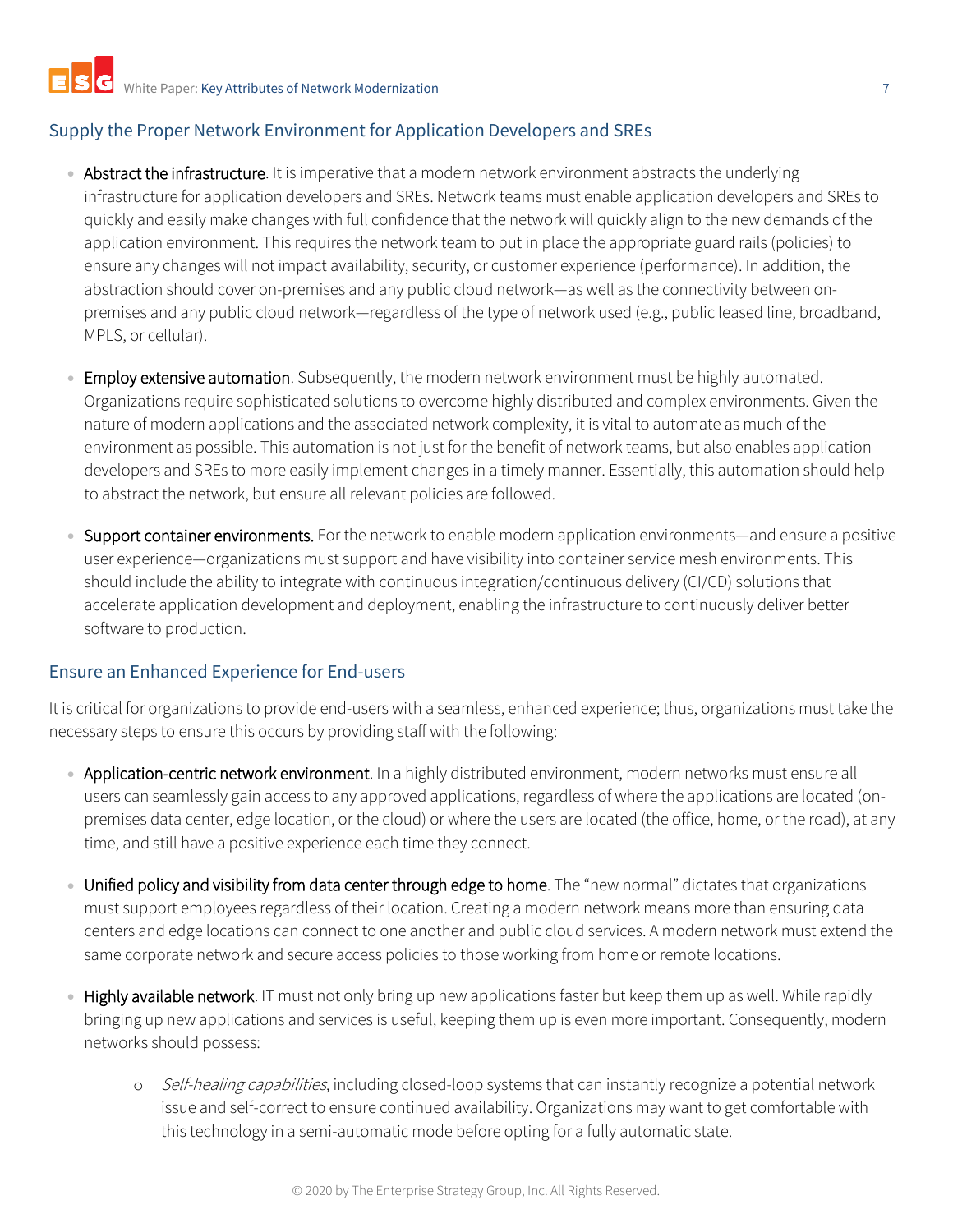## Supply the Proper Network Environment for Application Developers and SREs

- **Abstract the infrastructure**. It is imperative that a modern network environment abstracts the underlying infrastructure for application developers and SREs. Network teams must enable application developers and SREs to quickly and easily make changes with full confidence that the network will quickly align to the new demands of the application environment. This requires the network team to put in place the appropriate guard rails (policies) to ensure any changes will not impact availability, security, or customer experience (performance). In addition, the abstraction should cover on-premises and any public cloud network—as well as the connectivity between on-premises and any public cloud network—regardless of the type of network used (e.g., public leased line, broadband, MPLS, or cellular).

- **Employ extensive automation**. Subsequently, the modern network environment must be highly automated. Organizations require sophisticated solutions to overcome highly distributed and complex environments. Given the nature of modern applications and the associated network complexity, it is vital to automate as much of the environment as possible. This automation is not just for the benefit of network teams, but also enables application developers and SREs to more easily implement changes in a timely manner. Essentially, this automation should help to abstract the network, but ensure all relevant policies are followed.

- **Support container environments.** For the network to enable modern application environments—and ensure a positive user experience—organizations must support and have visibility into container service mesh environments. This should include the ability to integrate with continuous integration/continuous delivery (CI/CD) solutions that accelerate application development and deployment, enabling the infrastructure to continuously deliver better software to production.

## Ensure an Enhanced Experience for End-users

It is critical for organizations to provide end-users with a seamless, enhanced experience; thus, organizations must take the necessary steps to ensure this occurs by providing staff with the following:

- **Application-centric network environment**. In a highly distributed environment, modern networks must ensure all users can seamlessly gain access to any approved applications, regardless of where the applications are located (on-premises data center, edge location, or the cloud) or where the users are located (the office, home, or the road), at any time, and still have a positive experience each time they connect.

- **Unified policy and visibility from data center through edge to home**. The "new normal" dictates that organizations must support employees regardless of their location. Creating a modern network means more than ensuring data centers and edge locations can connect to one another and public cloud services. A modern network must extend the same corporate network and secure access policies to those working from home or remote locations.

- **Highly available network**. IT must not only bring up new applications faster but keep them up as well. While rapidly bringing up new applications and services is useful, keeping them up is even more important. Consequently, modern networks should possess:
  - *Self-healing capabilities*, including closed-loop systems that can instantly recognize a potential network issue and self-correct to ensure continued availability. Organizations may want to get comfortable with this technology in a semi-automatic mode before opting for a fully automatic state.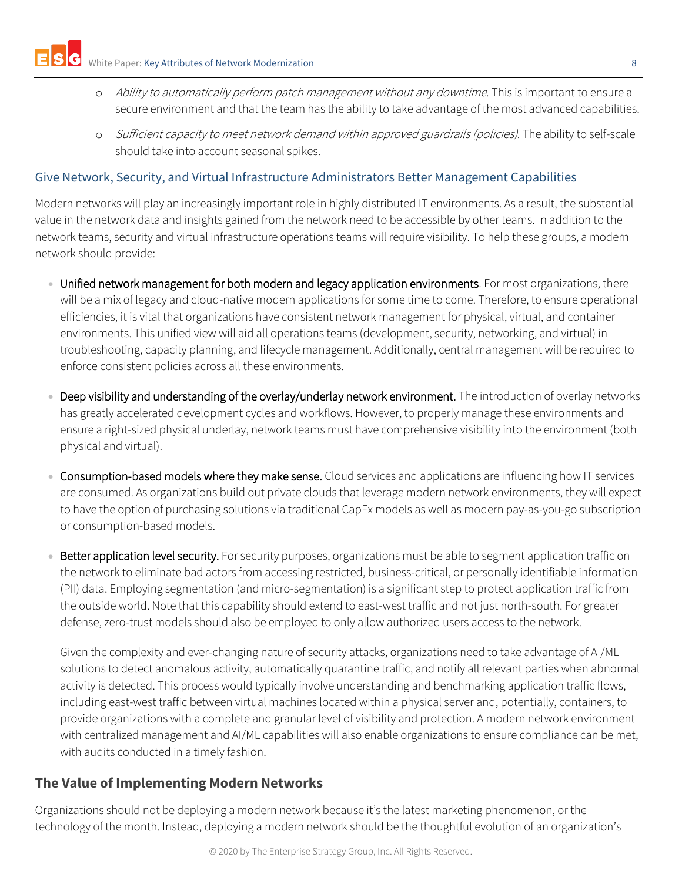- *Ability to automatically perform patch management without any downtime*. This is important to ensure a secure environment and that the team has the ability to take advantage of the most advanced capabilities.
- *Sufficient capacity to meet network demand within approved guardrails (policies).* The ability to self-scale should take into account seasonal spikes.

### Give Network, Security, and Virtual Infrastructure Administrators Better Management Capabilities

Modern networks will play an increasingly important role in highly distributed IT environments. As a result, the substantial value in the network data and insights gained from the network need to be accessible by other teams. In addition to the network teams, security and virtual infrastructure operations teams will require visibility. To help these groups, a modern network should provide:

- Unified network management for both modern and legacy application environments. For most organizations, there will be a mix of legacy and cloud-native modern applications for some time to come. Therefore, to ensure operational efficiencies, it is vital that organizations have consistent network management for physical, virtual, and container environments. This unified view will aid all operations teams (development, security, networking, and virtual) in troubleshooting, capacity planning, and lifecycle management. Additionally, central management will be required to enforce consistent policies across all these environments.
- Deep visibility and understanding of the overlay/underlay network environment. The introduction of overlay networks has greatly accelerated development cycles and workflows. However, to properly manage these environments and ensure a right-sized physical underlay, network teams must have comprehensive visibility into the environment (both physical and virtual).
- Consumption-based models where they make sense. Cloud services and applications are influencing how IT services are consumed. As organizations build out private clouds that leverage modern network environments, they will expect to have the option of purchasing solutions via traditional CapEx models as well as modern pay-as-you-go subscription or consumption-based models.
- Better application level security. For security purposes, organizations must be able to segment application traffic on the network to eliminate bad actors from accessing restricted, business-critical, or personally identifiable information (PII) data. Employing segmentation (and micro-segmentation) is a significant step to protect application traffic from the outside world. Note that this capability should extend to east-west traffic and not just north-south. For greater defense, zero-trust models should also be employed to only allow authorized users access to the network.

  Given the complexity and ever-changing nature of security attacks, organizations need to take advantage of AI/ML solutions to detect anomalous activity, automatically quarantine traffic, and notify all relevant parties when abnormal activity is detected. This process would typically involve understanding and benchmarking application traffic flows, including east-west traffic between virtual machines located within a physical server and, potentially, containers, to provide organizations with a complete and granular level of visibility and protection. A modern network environment with centralized management and AI/ML capabilities will also enable organizations to ensure compliance can be met, with audits conducted in a timely fashion.

## The Value of Implementing Modern Networks

Organizations should not be deploying a modern network because it's the latest marketing phenomenon, or the technology of the month. Instead, deploying a modern network should be the thoughtful evolution of an organization's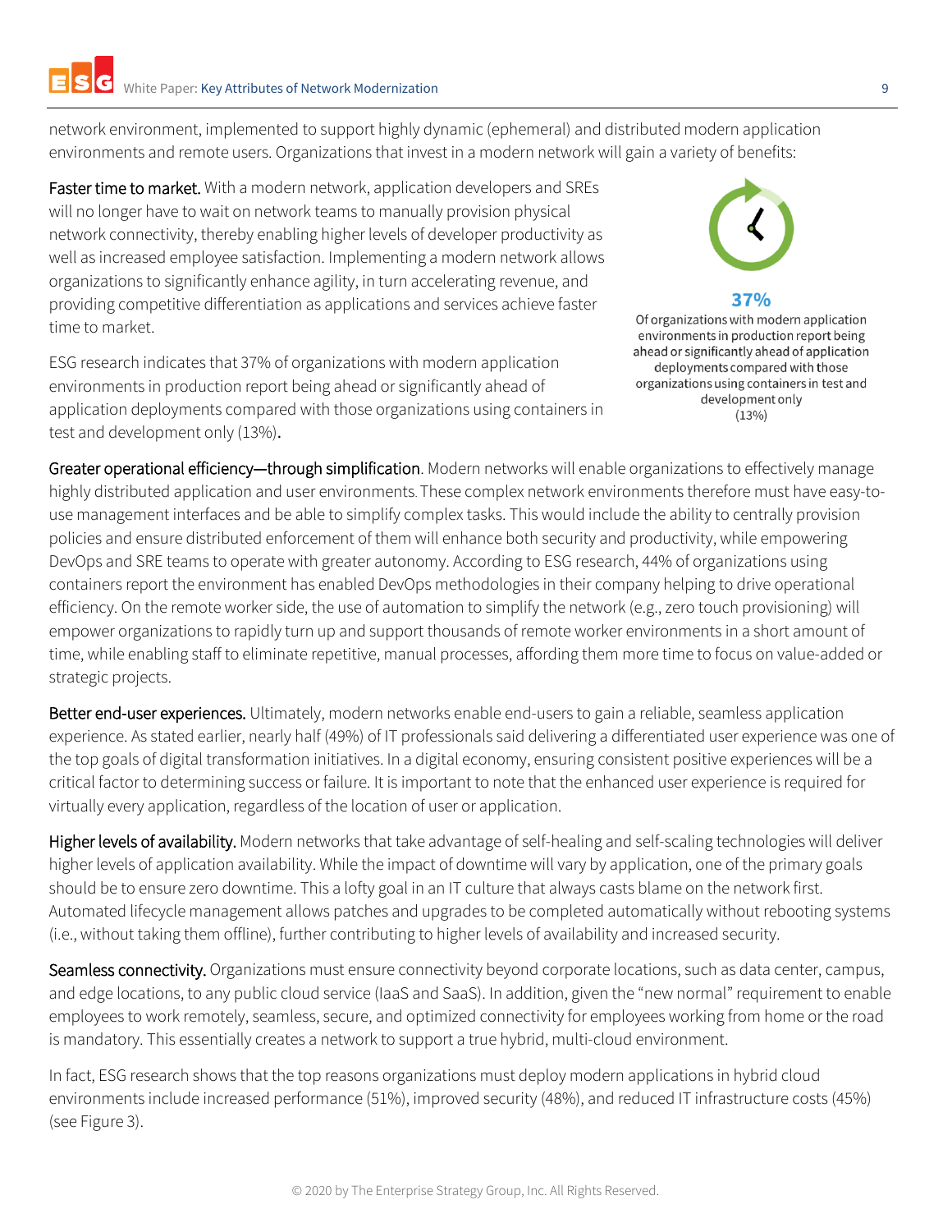network environment, implemented to support highly dynamic (ephemeral) and distributed modern application environments and remote users. Organizations that invest in a modern network will gain a variety of benefits:

Faster time to market. With a modern network, application developers and SREs will no longer have to wait on network teams to manually provision physical network connectivity, thereby enabling higher levels of developer productivity as well as increased employee satisfaction. Implementing a modern network allows organizations to significantly enhance agility, in turn accelerating revenue, and providing competitive differentiation as applications and services achieve faster time to market.

ESG research indicates that 37% of organizations with modern application environments in production report being ahead or significantly ahead of application deployments compared with those organizations using containers in test and development only (13%).

**37%**

Of organizations with modern application environments in production report being ahead or significantly ahead of application deployments compared with those organizations using containers in test and development only (13%)

Greater operational efficiency—through simplification. Modern networks will enable organizations to effectively manage highly distributed application and user environments. These complex network environments therefore must have easy-to-use management interfaces and be able to simplify complex tasks. This would include the ability to centrally provision policies and ensure distributed enforcement of them will enhance both security and productivity, while empowering DevOps and SRE teams to operate with greater autonomy. According to ESG research, 44% of organizations using containers report the environment has enabled DevOps methodologies in their company helping to drive operational efficiency. On the remote worker side, the use of automation to simplify the network (e.g., zero touch provisioning) will empower organizations to rapidly turn up and support thousands of remote worker environments in a short amount of time, while enabling staff to eliminate repetitive, manual processes, affording them more time to focus on value-added or strategic projects.

Better end-user experiences. Ultimately, modern networks enable end-users to gain a reliable, seamless application experience. As stated earlier, nearly half (49%) of IT professionals said delivering a differentiated user experience was one of the top goals of digital transformation initiatives. In a digital economy, ensuring consistent positive experiences will be a critical factor to determining success or failure. It is important to note that the enhanced user experience is required for virtually every application, regardless of the location of user or application.

Higher levels of availability. Modern networks that take advantage of self-healing and self-scaling technologies will deliver higher levels of application availability. While the impact of downtime will vary by application, one of the primary goals should be to ensure zero downtime. This a lofty goal in an IT culture that always casts blame on the network first. Automated lifecycle management allows patches and upgrades to be completed automatically without rebooting systems (i.e., without taking them offline), further contributing to higher levels of availability and increased security.

Seamless connectivity. Organizations must ensure connectivity beyond corporate locations, such as data center, campus, and edge locations, to any public cloud service (IaaS and SaaS). In addition, given the "new normal" requirement to enable employees to work remotely, seamless, secure, and optimized connectivity for employees working from home or the road is mandatory. This essentially creates a network to support a true hybrid, multi-cloud environment.

In fact, ESG research shows that the top reasons organizations must deploy modern applications in hybrid cloud environments include increased performance (51%), improved security (48%), and reduced IT infrastructure costs (45%) (see Figure 3).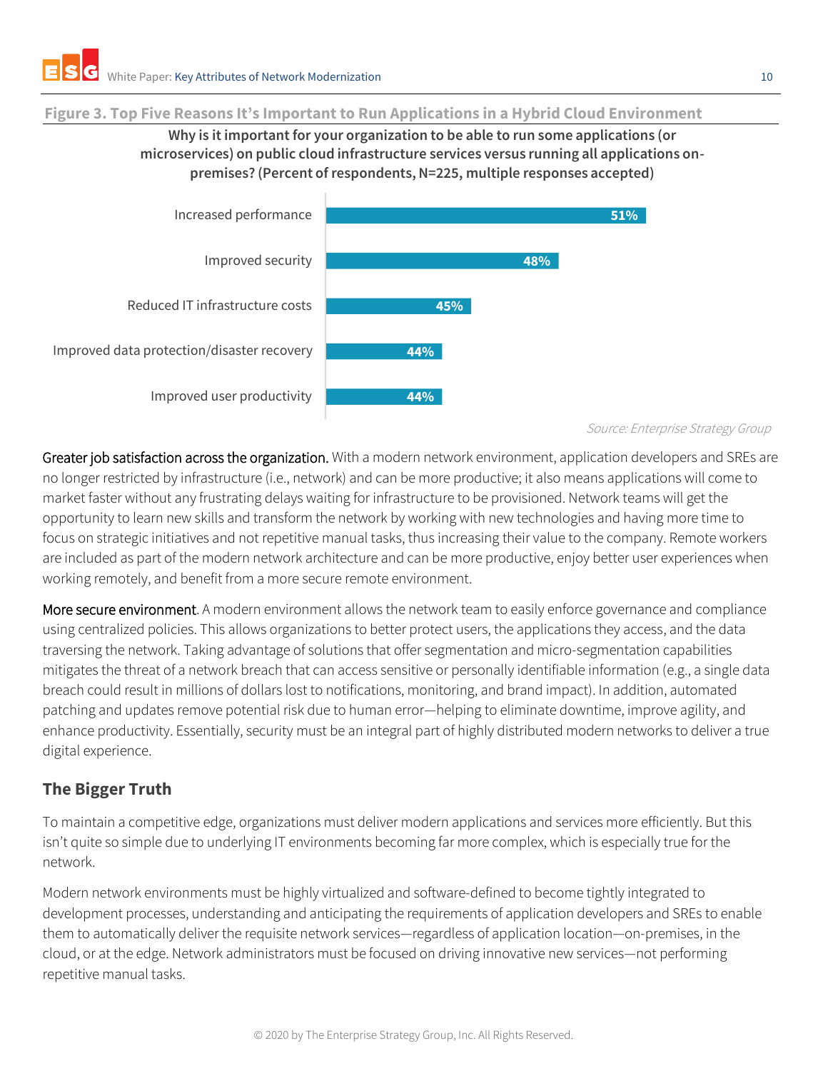**Figure 3. Top Five Reasons It's Important to Run Applications in a Hybrid Cloud Environment**

**Why is it important for your organization to be able to run some applications (or microservices) on public cloud infrastructure services versus running all applications on-premises? (Percent of respondents, N=225, multiple responses accepted)**

| Reason | Percent |
|---|---|
| Increased performance | 51% |
| Improved security | 48% |
| Reduced IT infrastructure costs | 45% |
| Improved data protection/disaster recovery | 44% |
| Improved user productivity | 44% |

*Source: Enterprise Strategy Group*

Greater job satisfaction across the organization. With a modern network environment, application developers and SREs are no longer restricted by infrastructure (i.e., network) and can be more productive; it also means applications will come to market faster without any frustrating delays waiting for infrastructure to be provisioned. Network teams will get the opportunity to learn new skills and transform the network by working with new technologies and having more time to focus on strategic initiatives and not repetitive manual tasks, thus increasing their value to the company. Remote workers are included as part of the modern network architecture and can be more productive, enjoy better user experiences when working remotely, and benefit from a more secure remote environment.

More secure environment. A modern environment allows the network team to easily enforce governance and compliance using centralized policies. This allows organizations to better protect users, the applications they access, and the data traversing the network. Taking advantage of solutions that offer segmentation and micro-segmentation capabilities mitigates the threat of a network breach that can access sensitive or personally identifiable information (e.g., a single data breach could result in millions of dollars lost to notifications, monitoring, and brand impact). In addition, automated patching and updates remove potential risk due to human error—helping to eliminate downtime, improve agility, and enhance productivity. Essentially, security must be an integral part of highly distributed modern networks to deliver a true digital experience.

## The Bigger Truth

To maintain a competitive edge, organizations must deliver modern applications and services more efficiently. But this isn't quite so simple due to underlying IT environments becoming far more complex, which is especially true for the network.

Modern network environments must be highly virtualized and software-defined to become tightly integrated to development processes, understanding and anticipating the requirements of application developers and SREs to enable them to automatically deliver the requisite network services—regardless of application location—on-premises, in the cloud, or at the edge. Network administrators must be focused on driving innovative new services—not performing repetitive manual tasks.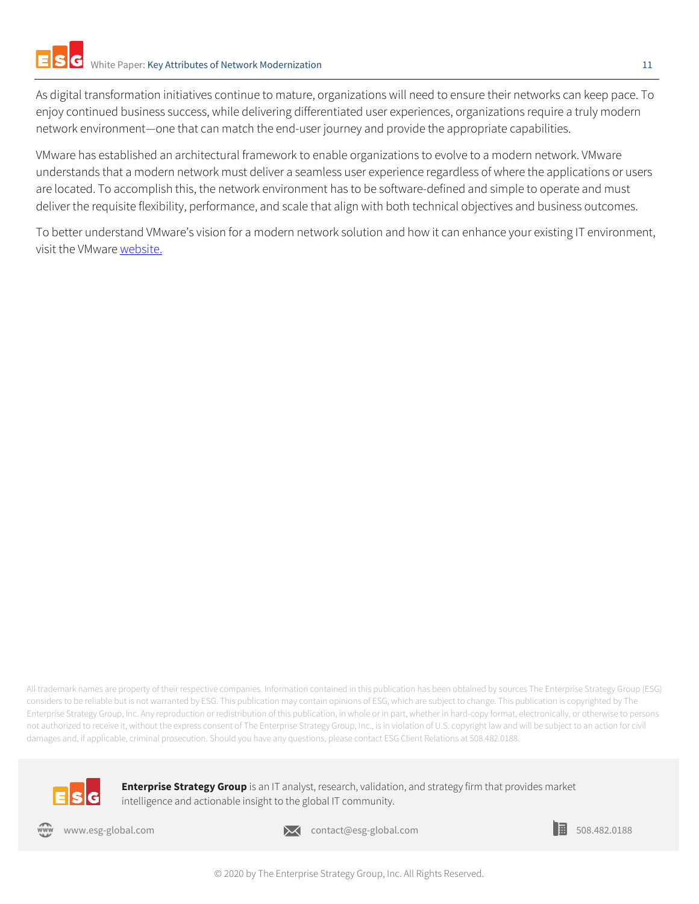As digital transformation initiatives continue to mature, organizations will need to ensure their networks can keep pace. To enjoy continued business success, while delivering differentiated user experiences, organizations require a truly modern network environment—one that can match the end-user journey and provide the appropriate capabilities.

VMware has established an architectural framework to enable organizations to evolve to a modern network. VMware understands that a modern network must deliver a seamless user experience regardless of where the applications or users are located. To accomplish this, the network environment has to be software-defined and simple to operate and must deliver the requisite flexibility, performance, and scale that align with both technical objectives and business outcomes.

To better understand VMware's vision for a modern network solution and how it can enhance your existing IT environment, visit the VMware website.

All trademark names are property of their respective companies. Information contained in this publication has been obtained by sources The Enterprise Strategy Group (ESG) considers to be reliable but is not warranted by ESG. This publication may contain opinions of ESG, which are subject to change. This publication is copyrighted by The Enterprise Strategy Group, Inc. Any reproduction or redistribution of this publication, in whole or in part, whether in hard-copy format, electronically, or otherwise to persons not authorized to receive it, without the express consent of The Enterprise Strategy Group, Inc., is in violation of U.S. copyright law and will be subject to an action for civil damages and, if applicable, criminal prosecution. Should you have any questions, please contact ESG Client Relations at 508.482.0188.

**Enterprise Strategy Group** is an IT analyst, research, validation, and strategy firm that provides market intelligence and actionable insight to the global IT community.

www.esg-global.com

contact@esg-global.com

508.482.0188

© 2020 by The Enterprise Strategy Group, Inc. All Rights Reserved.